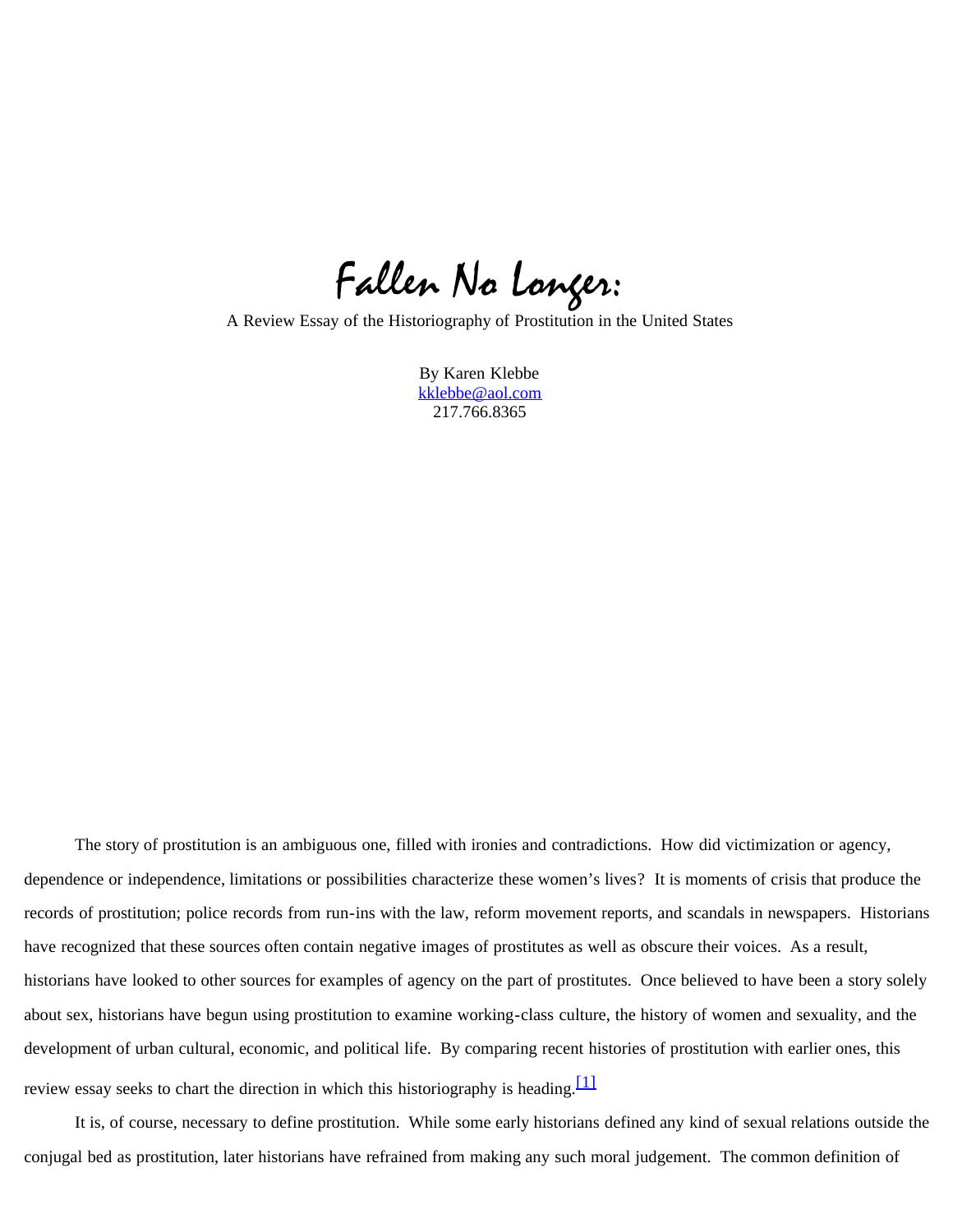# Fallen No Longer:

A Review Essay of the Historiography of Prostitution in the United States

By Karen Klebbe
kklebbe@aol.com
217.766.8365

The story of prostitution is an ambiguous one, filled with ironies and contradictions. How did victimization or agency, dependence or independence, limitations or possibilities characterize these women's lives? It is moments of crisis that produce the records of prostitution; police records from run-ins with the law, reform movement reports, and scandals in newspapers. Historians have recognized that these sources often contain negative images of prostitutes as well as obscure their voices. As a result, historians have looked to other sources for examples of agency on the part of prostitutes. Once believed to have been a story solely about sex, historians have begun using prostitution to examine working-class culture, the history of women and sexuality, and the development of urban cultural, economic, and political life. By comparing recent histories of prostitution with earlier ones, this review essay seeks to chart the direction in which this historiography is heading.[1]

It is, of course, necessary to define prostitution. While some early historians defined any kind of sexual relations outside the conjugal bed as prostitution, later historians have refrained from making any such moral judgement. The common definition of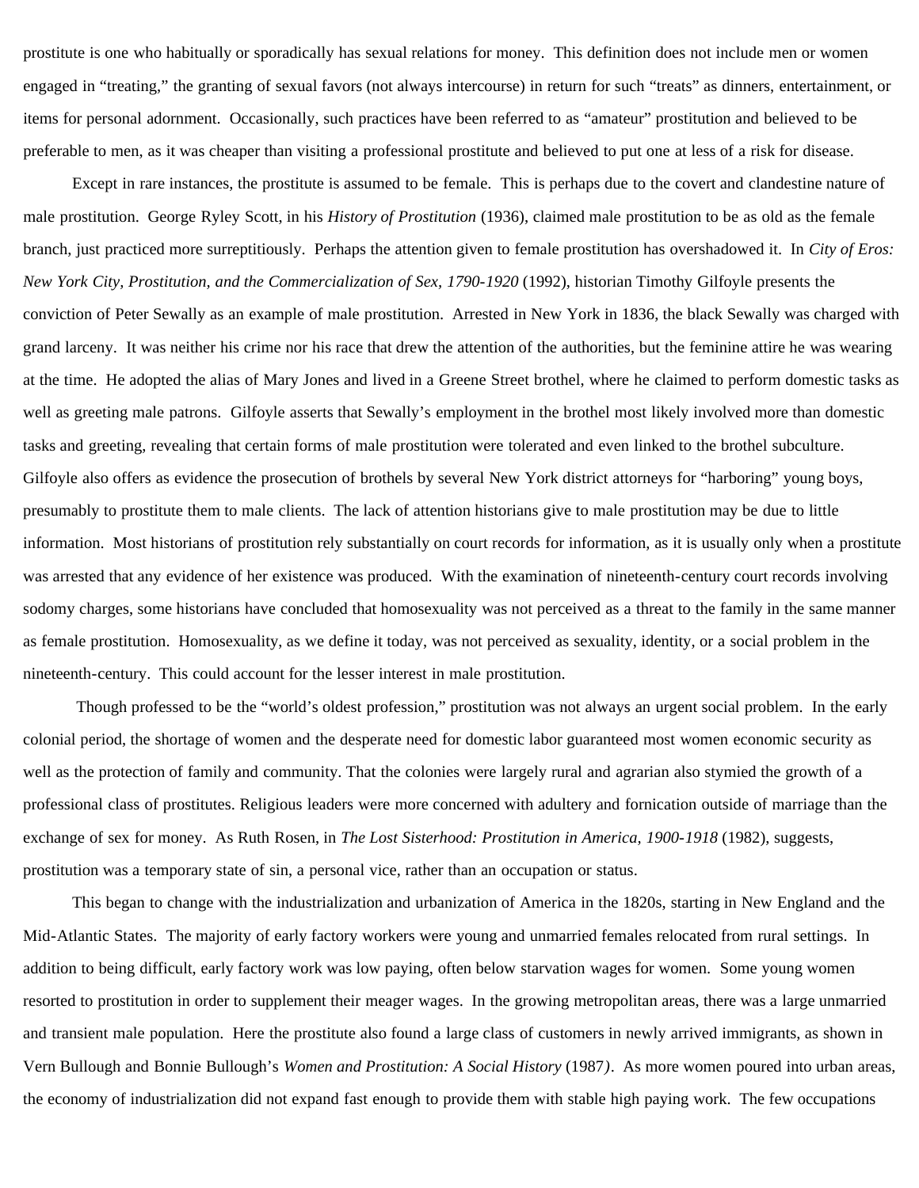prostitute is one who habitually or sporadically has sexual relations for money. This definition does not include men or women engaged in "treating," the granting of sexual favors (not always intercourse) in return for such "treats" as dinners, entertainment, or items for personal adornment. Occasionally, such practices have been referred to as "amateur" prostitution and believed to be preferable to men, as it was cheaper than visiting a professional prostitute and believed to put one at less of a risk for disease.

Except in rare instances, the prostitute is assumed to be female. This is perhaps due to the covert and clandestine nature of male prostitution. George Ryley Scott, in his *History of Prostitution* (1936), claimed male prostitution to be as old as the female branch, just practiced more surreptitiously. Perhaps the attention given to female prostitution has overshadowed it. In *City of Eros: New York City, Prostitution, and the Commercialization of Sex, 1790-1920* (1992), historian Timothy Gilfoyle presents the conviction of Peter Sewally as an example of male prostitution. Arrested in New York in 1836, the black Sewally was charged with grand larceny. It was neither his crime nor his race that drew the attention of the authorities, but the feminine attire he was wearing at the time. He adopted the alias of Mary Jones and lived in a Greene Street brothel, where he claimed to perform domestic tasks as well as greeting male patrons. Gilfoyle asserts that Sewally's employment in the brothel most likely involved more than domestic tasks and greeting, revealing that certain forms of male prostitution were tolerated and even linked to the brothel subculture. Gilfoyle also offers as evidence the prosecution of brothels by several New York district attorneys for "harboring" young boys, presumably to prostitute them to male clients. The lack of attention historians give to male prostitution may be due to little information. Most historians of prostitution rely substantially on court records for information, as it is usually only when a prostitute was arrested that any evidence of her existence was produced. With the examination of nineteenth-century court records involving sodomy charges, some historians have concluded that homosexuality was not perceived as a threat to the family in the same manner as female prostitution. Homosexuality, as we define it today, was not perceived as sexuality, identity, or a social problem in the nineteenth-century. This could account for the lesser interest in male prostitution.

Though professed to be the "world's oldest profession," prostitution was not always an urgent social problem. In the early colonial period, the shortage of women and the desperate need for domestic labor guaranteed most women economic security as well as the protection of family and community. That the colonies were largely rural and agrarian also stymied the growth of a professional class of prostitutes. Religious leaders were more concerned with adultery and fornication outside of marriage than the exchange of sex for money. As Ruth Rosen, in *The Lost Sisterhood: Prostitution in America, 1900-1918* (1982), suggests, prostitution was a temporary state of sin, a personal vice, rather than an occupation or status.

This began to change with the industrialization and urbanization of America in the 1820s, starting in New England and the Mid-Atlantic States. The majority of early factory workers were young and unmarried females relocated from rural settings. In addition to being difficult, early factory work was low paying, often below starvation wages for women. Some young women resorted to prostitution in order to supplement their meager wages. In the growing metropolitan areas, there was a large unmarried and transient male population. Here the prostitute also found a large class of customers in newly arrived immigrants, as shown in Vern Bullough and Bonnie Bullough's *Women and Prostitution: A Social History* (1987). As more women poured into urban areas, the economy of industrialization did not expand fast enough to provide them with stable high paying work. The few occupations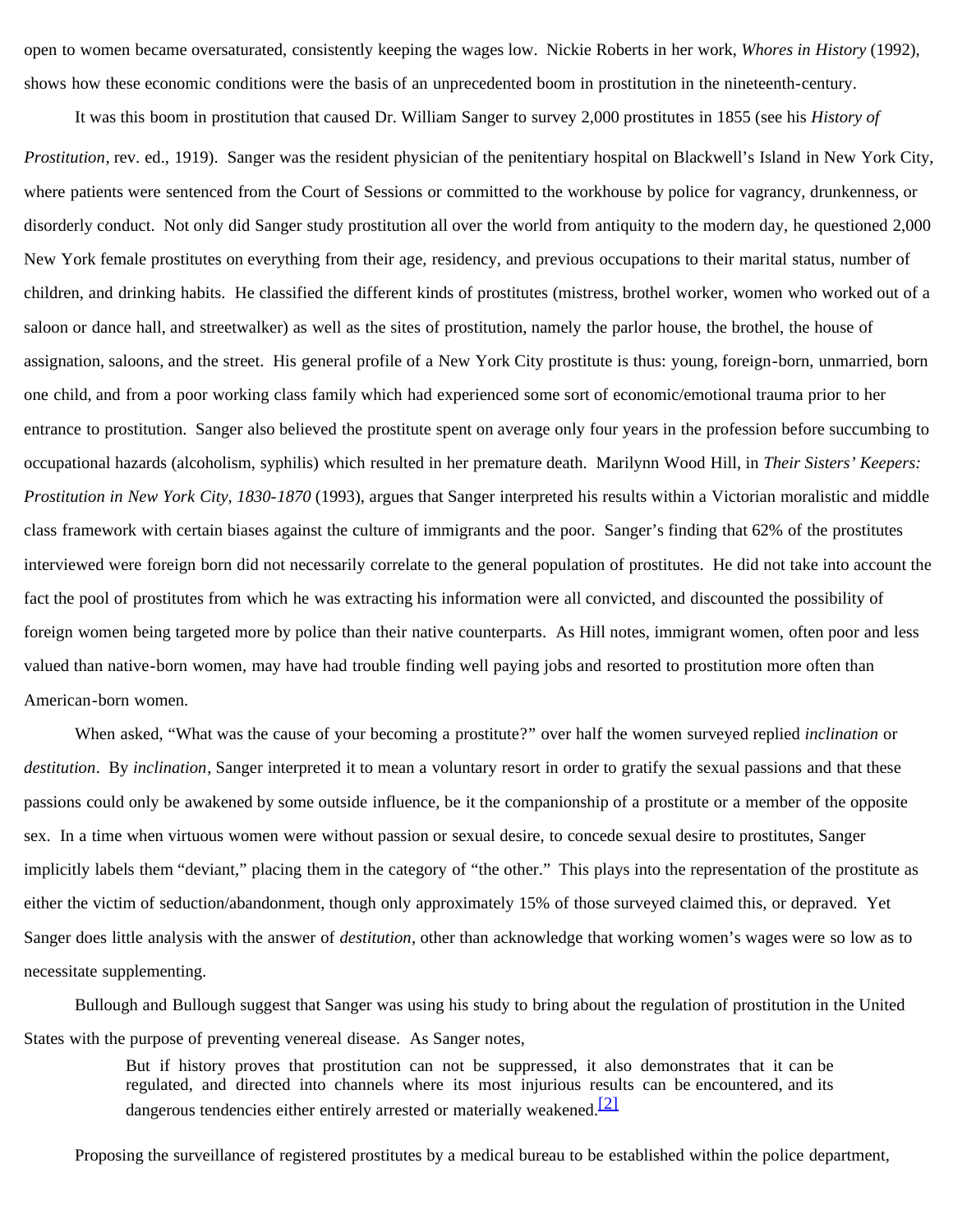open to women became oversaturated, consistently keeping the wages low. Nickie Roberts in her work, *Whores in History* (1992), shows how these economic conditions were the basis of an unprecedented boom in prostitution in the nineteenth-century.

It was this boom in prostitution that caused Dr. William Sanger to survey 2,000 prostitutes in 1855 (see his *History of Prostitution*, rev. ed., 1919). Sanger was the resident physician of the penitentiary hospital on Blackwell's Island in New York City, where patients were sentenced from the Court of Sessions or committed to the workhouse by police for vagrancy, drunkenness, or disorderly conduct. Not only did Sanger study prostitution all over the world from antiquity to the modern day, he questioned 2,000 New York female prostitutes on everything from their age, residency, and previous occupations to their marital status, number of children, and drinking habits. He classified the different kinds of prostitutes (mistress, brothel worker, women who worked out of a saloon or dance hall, and streetwalker) as well as the sites of prostitution, namely the parlor house, the brothel, the house of assignation, saloons, and the street. His general profile of a New York City prostitute is thus: young, foreign-born, unmarried, born one child, and from a poor working class family which had experienced some sort of economic/emotional trauma prior to her entrance to prostitution. Sanger also believed the prostitute spent on average only four years in the profession before succumbing to occupational hazards (alcoholism, syphilis) which resulted in her premature death. Marilynn Wood Hill, in *Their Sisters' Keepers: Prostitution in New York City, 1830-1870* (1993), argues that Sanger interpreted his results within a Victorian moralistic and middle class framework with certain biases against the culture of immigrants and the poor. Sanger's finding that 62% of the prostitutes interviewed were foreign born did not necessarily correlate to the general population of prostitutes. He did not take into account the fact the pool of prostitutes from which he was extracting his information were all convicted, and discounted the possibility of foreign women being targeted more by police than their native counterparts. As Hill notes, immigrant women, often poor and less valued than native-born women, may have had trouble finding well paying jobs and resorted to prostitution more often than American-born women.

When asked, "What was the cause of your becoming a prostitute?" over half the women surveyed replied *inclination* or *destitution*. By *inclination*, Sanger interpreted it to mean a voluntary resort in order to gratify the sexual passions and that these passions could only be awakened by some outside influence, be it the companionship of a prostitute or a member of the opposite sex. In a time when virtuous women were without passion or sexual desire, to concede sexual desire to prostitutes, Sanger implicitly labels them "deviant," placing them in the category of "the other." This plays into the representation of the prostitute as either the victim of seduction/abandonment, though only approximately 15% of those surveyed claimed this, or depraved. Yet Sanger does little analysis with the answer of *destitution*, other than acknowledge that working women's wages were so low as to necessitate supplementing.

Bullough and Bullough suggest that Sanger was using his study to bring about the regulation of prostitution in the United States with the purpose of preventing venereal disease. As Sanger notes,

> But if history proves that prostitution can not be suppressed, it also demonstrates that it can be regulated, and directed into channels where its most injurious results can be encountered, and its dangerous tendencies either entirely arrested or materially weakened.[2]

Proposing the surveillance of registered prostitutes by a medical bureau to be established within the police department,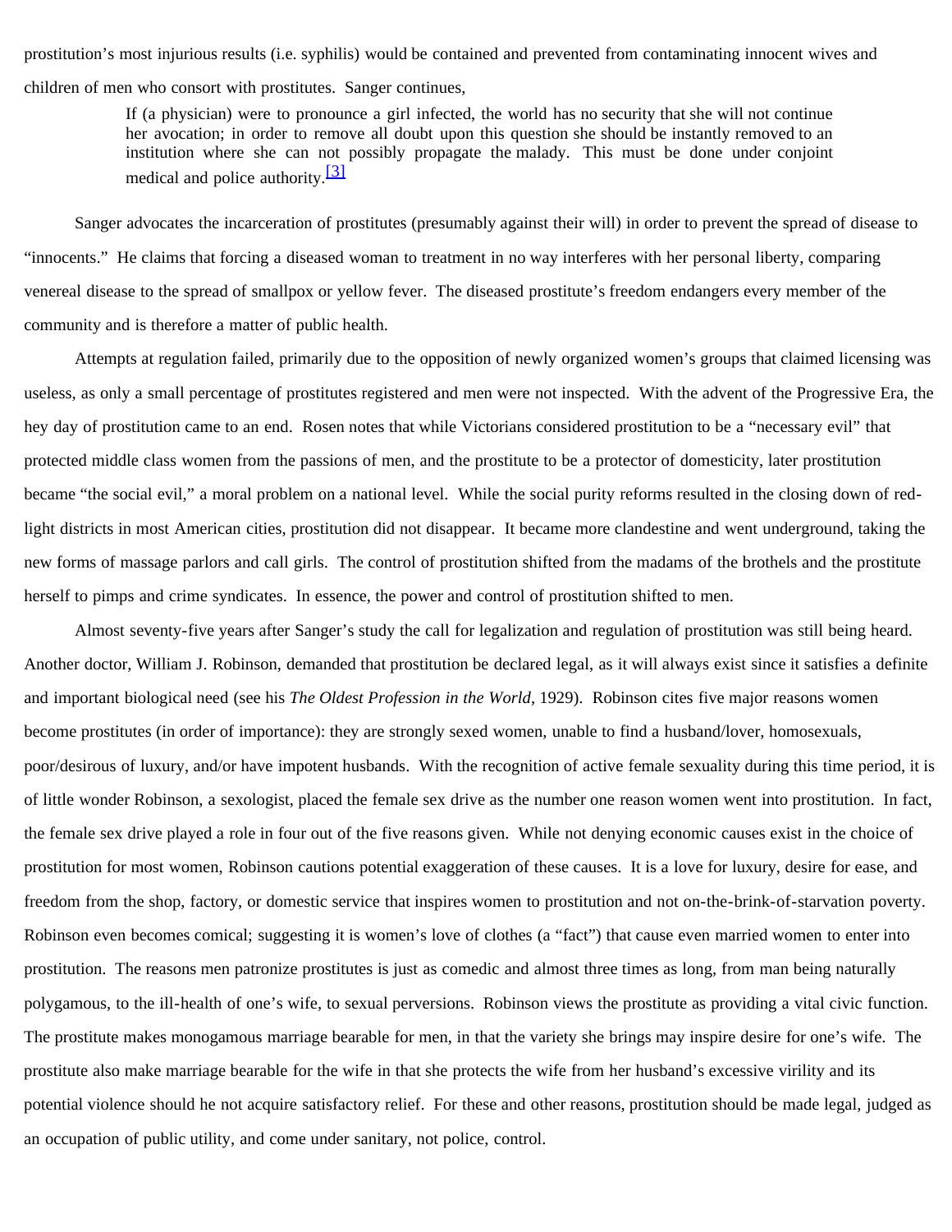prostitution's most injurious results (i.e. syphilis) would be contained and prevented from contaminating innocent wives and children of men who consort with prostitutes. Sanger continues,

> If (a physician) were to pronounce a girl infected, the world has no security that she will not continue her avocation; in order to remove all doubt upon this question she should be instantly removed to an institution where she can not possibly propagate the malady. This must be done under conjoint medical and police authority.[3]

Sanger advocates the incarceration of prostitutes (presumably against their will) in order to prevent the spread of disease to "innocents." He claims that forcing a diseased woman to treatment in no way interferes with her personal liberty, comparing venereal disease to the spread of smallpox or yellow fever. The diseased prostitute's freedom endangers every member of the community and is therefore a matter of public health.

Attempts at regulation failed, primarily due to the opposition of newly organized women's groups that claimed licensing was useless, as only a small percentage of prostitutes registered and men were not inspected. With the advent of the Progressive Era, the hey day of prostitution came to an end. Rosen notes that while Victorians considered prostitution to be a "necessary evil" that protected middle class women from the passions of men, and the prostitute to be a protector of domesticity, later prostitution became "the social evil," a moral problem on a national level. While the social purity reforms resulted in the closing down of red-light districts in most American cities, prostitution did not disappear. It became more clandestine and went underground, taking the new forms of massage parlors and call girls. The control of prostitution shifted from the madams of the brothels and the prostitute herself to pimps and crime syndicates. In essence, the power and control of prostitution shifted to men.

Almost seventy-five years after Sanger's study the call for legalization and regulation of prostitution was still being heard. Another doctor, William J. Robinson, demanded that prostitution be declared legal, as it will always exist since it satisfies a definite and important biological need (see his *The Oldest Profession in the World*, 1929). Robinson cites five major reasons women become prostitutes (in order of importance): they are strongly sexed women, unable to find a husband/lover, homosexuals, poor/desirous of luxury, and/or have impotent husbands. With the recognition of active female sexuality during this time period, it is of little wonder Robinson, a sexologist, placed the female sex drive as the number one reason women went into prostitution. In fact, the female sex drive played a role in four out of the five reasons given. While not denying economic causes exist in the choice of prostitution for most women, Robinson cautions potential exaggeration of these causes. It is a love for luxury, desire for ease, and freedom from the shop, factory, or domestic service that inspires women to prostitution and not on-the-brink-of-starvation poverty. Robinson even becomes comical; suggesting it is women's love of clothes (a "fact") that cause even married women to enter into prostitution. The reasons men patronize prostitutes is just as comedic and almost three times as long, from man being naturally polygamous, to the ill-health of one's wife, to sexual perversions. Robinson views the prostitute as providing a vital civic function. The prostitute makes monogamous marriage bearable for men, in that the variety she brings may inspire desire for one's wife. The prostitute also make marriage bearable for the wife in that she protects the wife from her husband's excessive virility and its potential violence should he not acquire satisfactory relief. For these and other reasons, prostitution should be made legal, judged as an occupation of public utility, and come under sanitary, not police, control.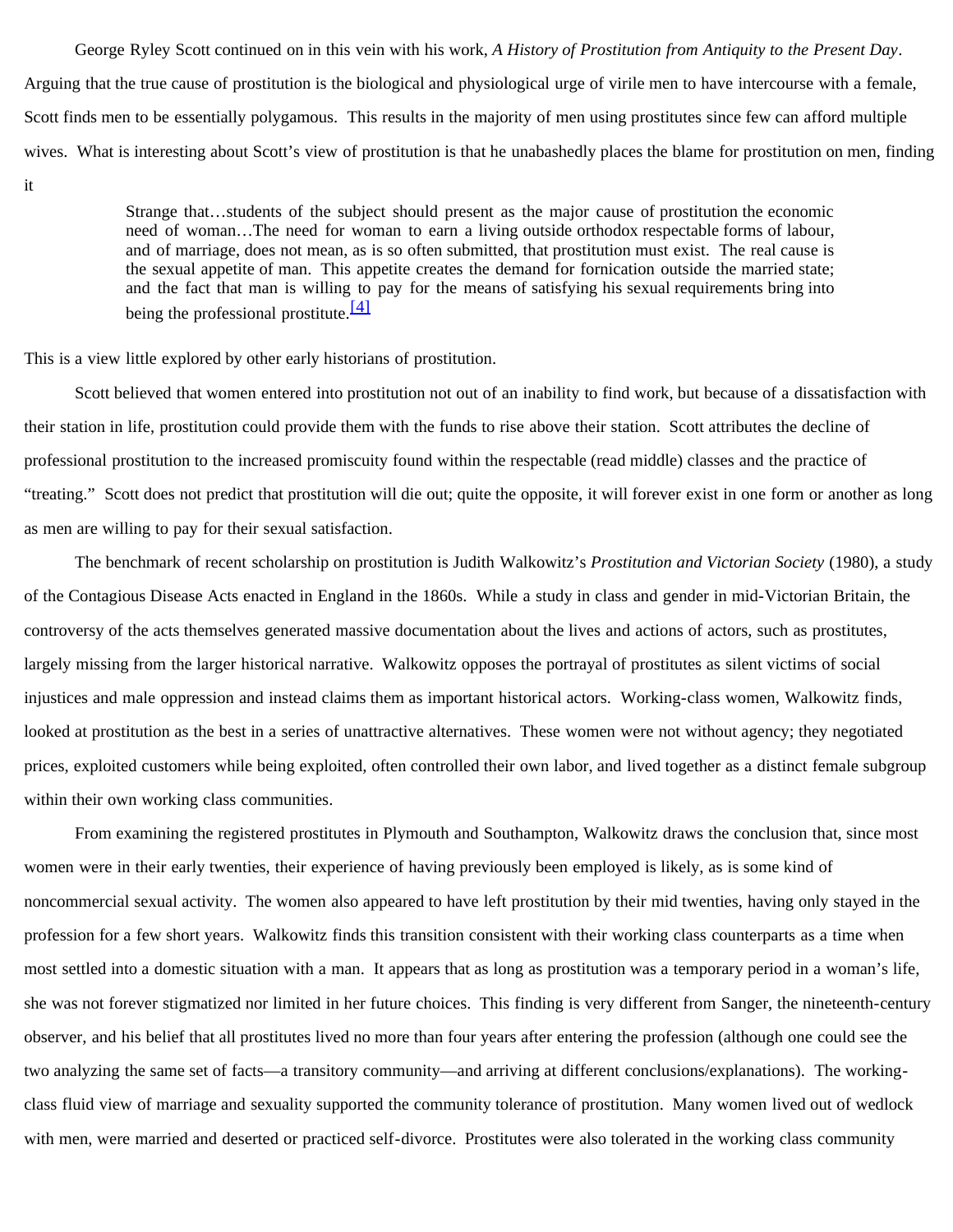George Ryley Scott continued on in this vein with his work, *A History of Prostitution from Antiquity to the Present Day*. Arguing that the true cause of prostitution is the biological and physiological urge of virile men to have intercourse with a female, Scott finds men to be essentially polygamous. This results in the majority of men using prostitutes since few can afford multiple wives. What is interesting about Scott's view of prostitution is that he unabashedly places the blame for prostitution on men, finding it

> Strange that…students of the subject should present as the major cause of prostitution the economic need of woman…The need for woman to earn a living outside orthodox respectable forms of labour, and of marriage, does not mean, as is so often submitted, that prostitution must exist. The real cause is the sexual appetite of man. This appetite creates the demand for fornication outside the married state; and the fact that man is willing to pay for the means of satisfying his sexual requirements bring into being the professional prostitute.[4]

This is a view little explored by other early historians of prostitution.

Scott believed that women entered into prostitution not out of an inability to find work, but because of a dissatisfaction with their station in life, prostitution could provide them with the funds to rise above their station. Scott attributes the decline of professional prostitution to the increased promiscuity found within the respectable (read middle) classes and the practice of "treating." Scott does not predict that prostitution will die out; quite the opposite, it will forever exist in one form or another as long as men are willing to pay for their sexual satisfaction.

The benchmark of recent scholarship on prostitution is Judith Walkowitz's *Prostitution and Victorian Society* (1980), a study of the Contagious Disease Acts enacted in England in the 1860s. While a study in class and gender in mid-Victorian Britain, the controversy of the acts themselves generated massive documentation about the lives and actions of actors, such as prostitutes, largely missing from the larger historical narrative. Walkowitz opposes the portrayal of prostitutes as silent victims of social injustices and male oppression and instead claims them as important historical actors. Working-class women, Walkowitz finds, looked at prostitution as the best in a series of unattractive alternatives. These women were not without agency; they negotiated prices, exploited customers while being exploited, often controlled their own labor, and lived together as a distinct female subgroup within their own working class communities.

From examining the registered prostitutes in Plymouth and Southampton, Walkowitz draws the conclusion that, since most women were in their early twenties, their experience of having previously been employed is likely, as is some kind of noncommercial sexual activity. The women also appeared to have left prostitution by their mid twenties, having only stayed in the profession for a few short years. Walkowitz finds this transition consistent with their working class counterparts as a time when most settled into a domestic situation with a man. It appears that as long as prostitution was a temporary period in a woman's life, she was not forever stigmatized nor limited in her future choices. This finding is very different from Sanger, the nineteenth-century observer, and his belief that all prostitutes lived no more than four years after entering the profession (although one could see the two analyzing the same set of facts—a transitory community—and arriving at different conclusions/explanations). The working-class fluid view of marriage and sexuality supported the community tolerance of prostitution. Many women lived out of wedlock with men, were married and deserted or practiced self-divorce. Prostitutes were also tolerated in the working class community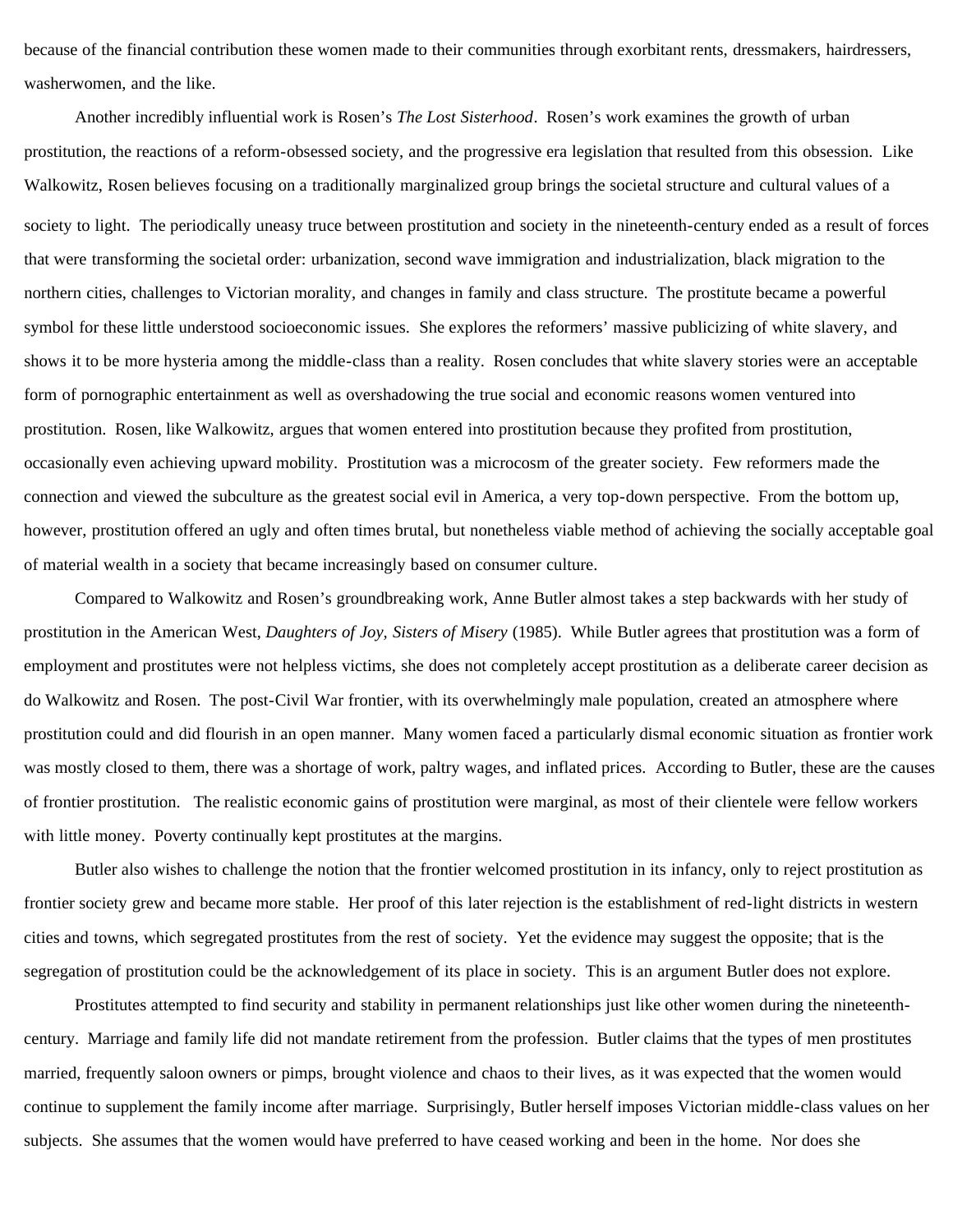because of the financial contribution these women made to their communities through exorbitant rents, dressmakers, hairdressers, washerwomen, and the like.

Another incredibly influential work is Rosen's *The Lost Sisterhood*. Rosen's work examines the growth of urban prostitution, the reactions of a reform-obsessed society, and the progressive era legislation that resulted from this obsession. Like Walkowitz, Rosen believes focusing on a traditionally marginalized group brings the societal structure and cultural values of a society to light. The periodically uneasy truce between prostitution and society in the nineteenth-century ended as a result of forces that were transforming the societal order: urbanization, second wave immigration and industrialization, black migration to the northern cities, challenges to Victorian morality, and changes in family and class structure. The prostitute became a powerful symbol for these little understood socioeconomic issues. She explores the reformers' massive publicizing of white slavery, and shows it to be more hysteria among the middle-class than a reality. Rosen concludes that white slavery stories were an acceptable form of pornographic entertainment as well as overshadowing the true social and economic reasons women ventured into prostitution. Rosen, like Walkowitz, argues that women entered into prostitution because they profited from prostitution, occasionally even achieving upward mobility. Prostitution was a microcosm of the greater society. Few reformers made the connection and viewed the subculture as the greatest social evil in America, a very top-down perspective. From the bottom up, however, prostitution offered an ugly and often times brutal, but nonetheless viable method of achieving the socially acceptable goal of material wealth in a society that became increasingly based on consumer culture.

Compared to Walkowitz and Rosen's groundbreaking work, Anne Butler almost takes a step backwards with her study of prostitution in the American West, *Daughters of Joy, Sisters of Misery* (1985). While Butler agrees that prostitution was a form of employment and prostitutes were not helpless victims, she does not completely accept prostitution as a deliberate career decision as do Walkowitz and Rosen. The post-Civil War frontier, with its overwhelmingly male population, created an atmosphere where prostitution could and did flourish in an open manner. Many women faced a particularly dismal economic situation as frontier work was mostly closed to them, there was a shortage of work, paltry wages, and inflated prices. According to Butler, these are the causes of frontier prostitution. The realistic economic gains of prostitution were marginal, as most of their clientele were fellow workers with little money. Poverty continually kept prostitutes at the margins.

Butler also wishes to challenge the notion that the frontier welcomed prostitution in its infancy, only to reject prostitution as frontier society grew and became more stable. Her proof of this later rejection is the establishment of red-light districts in western cities and towns, which segregated prostitutes from the rest of society. Yet the evidence may suggest the opposite; that is the segregation of prostitution could be the acknowledgement of its place in society. This is an argument Butler does not explore.

Prostitutes attempted to find security and stability in permanent relationships just like other women during the nineteenth-century. Marriage and family life did not mandate retirement from the profession. Butler claims that the types of men prostitutes married, frequently saloon owners or pimps, brought violence and chaos to their lives, as it was expected that the women would continue to supplement the family income after marriage. Surprisingly, Butler herself imposes Victorian middle-class values on her subjects. She assumes that the women would have preferred to have ceased working and been in the home. Nor does she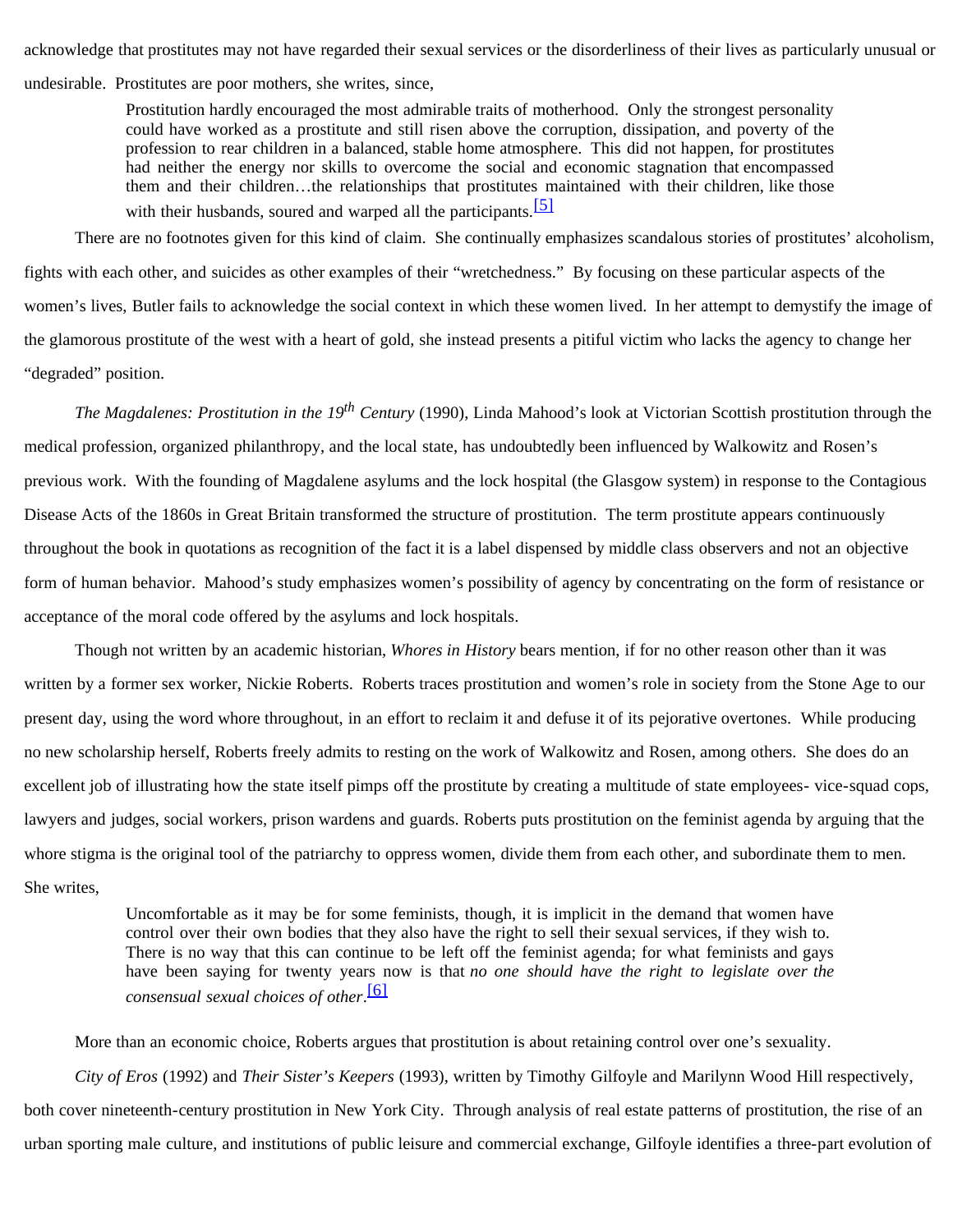acknowledge that prostitutes may not have regarded their sexual services or the disorderliness of their lives as particularly unusual or undesirable. Prostitutes are poor mothers, she writes, since,

> Prostitution hardly encouraged the most admirable traits of motherhood. Only the strongest personality could have worked as a prostitute and still risen above the corruption, dissipation, and poverty of the profession to rear children in a balanced, stable home atmosphere. This did not happen, for prostitutes had neither the energy nor skills to overcome the social and economic stagnation that encompassed them and their children…the relationships that prostitutes maintained with their children, like those with their husbands, soured and warped all the participants.[5]

There are no footnotes given for this kind of claim. She continually emphasizes scandalous stories of prostitutes' alcoholism, fights with each other, and suicides as other examples of their "wretchedness." By focusing on these particular aspects of the women's lives, Butler fails to acknowledge the social context in which these women lived. In her attempt to demystify the image of the glamorous prostitute of the west with a heart of gold, she instead presents a pitiful victim who lacks the agency to change her "degraded" position.

*The Magdalenes: Prostitution in the 19th Century* (1990), Linda Mahood's look at Victorian Scottish prostitution through the medical profession, organized philanthropy, and the local state, has undoubtedly been influenced by Walkowitz and Rosen's previous work. With the founding of Magdalene asylums and the lock hospital (the Glasgow system) in response to the Contagious Disease Acts of the 1860s in Great Britain transformed the structure of prostitution. The term prostitute appears continuously throughout the book in quotations as recognition of the fact it is a label dispensed by middle class observers and not an objective form of human behavior. Mahood's study emphasizes women's possibility of agency by concentrating on the form of resistance or acceptance of the moral code offered by the asylums and lock hospitals.

Though not written by an academic historian, *Whores in History* bears mention, if for no other reason other than it was written by a former sex worker, Nickie Roberts. Roberts traces prostitution and women's role in society from the Stone Age to our present day, using the word whore throughout, in an effort to reclaim it and defuse it of its pejorative overtones. While producing no new scholarship herself, Roberts freely admits to resting on the work of Walkowitz and Rosen, among others. She does do an excellent job of illustrating how the state itself pimps off the prostitute by creating a multitude of state employees- vice-squad cops, lawyers and judges, social workers, prison wardens and guards. Roberts puts prostitution on the feminist agenda by arguing that the whore stigma is the original tool of the patriarchy to oppress women, divide them from each other, and subordinate them to men. She writes,

> Uncomfortable as it may be for some feminists, though, it is implicit in the demand that women have control over their own bodies that they also have the right to sell their sexual services, if they wish to. There is no way that this can continue to be left off the feminist agenda; for what feminists and gays have been saying for twenty years now is that *no one should have the right to legislate over the consensual sexual choices of other*.[6]

More than an economic choice, Roberts argues that prostitution is about retaining control over one's sexuality.

*City of Eros* (1992) and *Their Sister's Keepers* (1993), written by Timothy Gilfoyle and Marilynn Wood Hill respectively, both cover nineteenth-century prostitution in New York City. Through analysis of real estate patterns of prostitution, the rise of an urban sporting male culture, and institutions of public leisure and commercial exchange, Gilfoyle identifies a three-part evolution of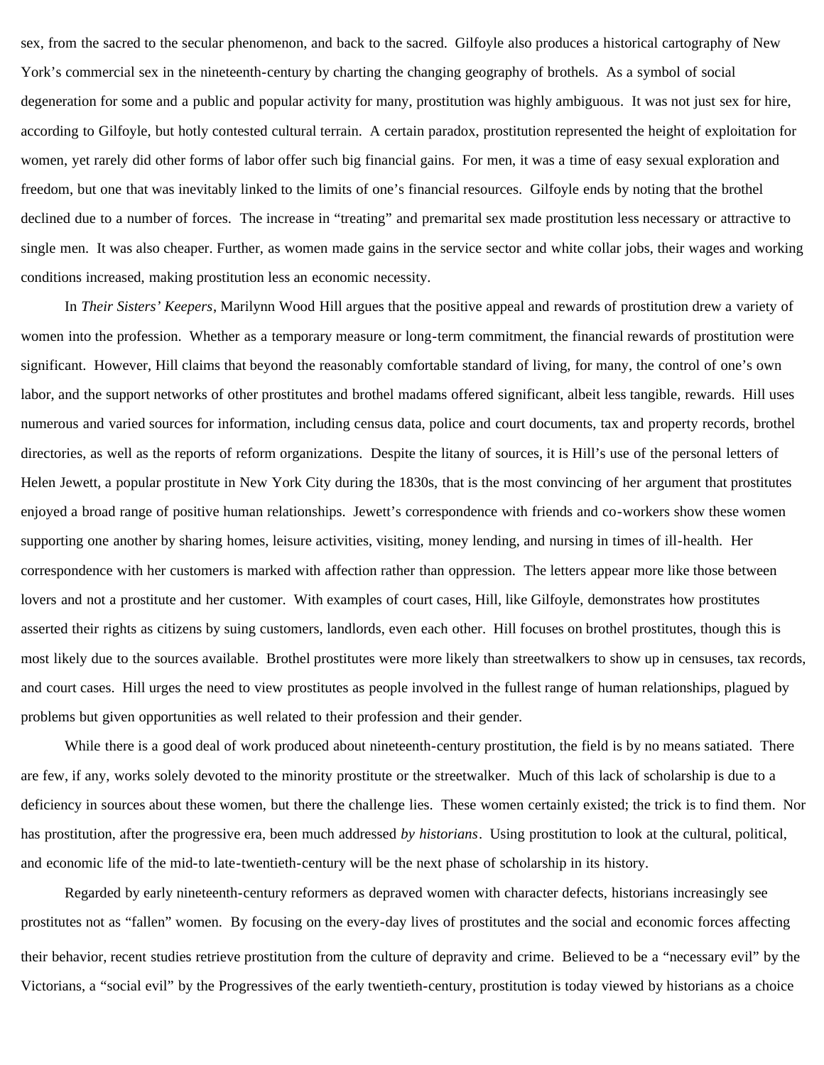sex, from the sacred to the secular phenomenon, and back to the sacred. Gilfoyle also produces a historical cartography of New York's commercial sex in the nineteenth-century by charting the changing geography of brothels. As a symbol of social degeneration for some and a public and popular activity for many, prostitution was highly ambiguous. It was not just sex for hire, according to Gilfoyle, but hotly contested cultural terrain. A certain paradox, prostitution represented the height of exploitation for women, yet rarely did other forms of labor offer such big financial gains. For men, it was a time of easy sexual exploration and freedom, but one that was inevitably linked to the limits of one's financial resources. Gilfoyle ends by noting that the brothel declined due to a number of forces. The increase in "treating" and premarital sex made prostitution less necessary or attractive to single men. It was also cheaper. Further, as women made gains in the service sector and white collar jobs, their wages and working conditions increased, making prostitution less an economic necessity.

In *Their Sisters' Keepers*, Marilynn Wood Hill argues that the positive appeal and rewards of prostitution drew a variety of women into the profession. Whether as a temporary measure or long-term commitment, the financial rewards of prostitution were significant. However, Hill claims that beyond the reasonably comfortable standard of living, for many, the control of one's own labor, and the support networks of other prostitutes and brothel madams offered significant, albeit less tangible, rewards. Hill uses numerous and varied sources for information, including census data, police and court documents, tax and property records, brothel directories, as well as the reports of reform organizations. Despite the litany of sources, it is Hill's use of the personal letters of Helen Jewett, a popular prostitute in New York City during the 1830s, that is the most convincing of her argument that prostitutes enjoyed a broad range of positive human relationships. Jewett's correspondence with friends and co-workers show these women supporting one another by sharing homes, leisure activities, visiting, money lending, and nursing in times of ill-health. Her correspondence with her customers is marked with affection rather than oppression. The letters appear more like those between lovers and not a prostitute and her customer. With examples of court cases, Hill, like Gilfoyle, demonstrates how prostitutes asserted their rights as citizens by suing customers, landlords, even each other. Hill focuses on brothel prostitutes, though this is most likely due to the sources available. Brothel prostitutes were more likely than streetwalkers to show up in censuses, tax records, and court cases. Hill urges the need to view prostitutes as people involved in the fullest range of human relationships, plagued by problems but given opportunities as well related to their profession and their gender.

While there is a good deal of work produced about nineteenth-century prostitution, the field is by no means satiated. There are few, if any, works solely devoted to the minority prostitute or the streetwalker. Much of this lack of scholarship is due to a deficiency in sources about these women, but there the challenge lies. These women certainly existed; the trick is to find them. Nor has prostitution, after the progressive era, been much addressed *by historians*. Using prostitution to look at the cultural, political, and economic life of the mid-to late-twentieth-century will be the next phase of scholarship in its history.

Regarded by early nineteenth-century reformers as depraved women with character defects, historians increasingly see prostitutes not as "fallen" women. By focusing on the every-day lives of prostitutes and the social and economic forces affecting their behavior, recent studies retrieve prostitution from the culture of depravity and crime. Believed to be a "necessary evil" by the Victorians, a "social evil" by the Progressives of the early twentieth-century, prostitution is today viewed by historians as a choice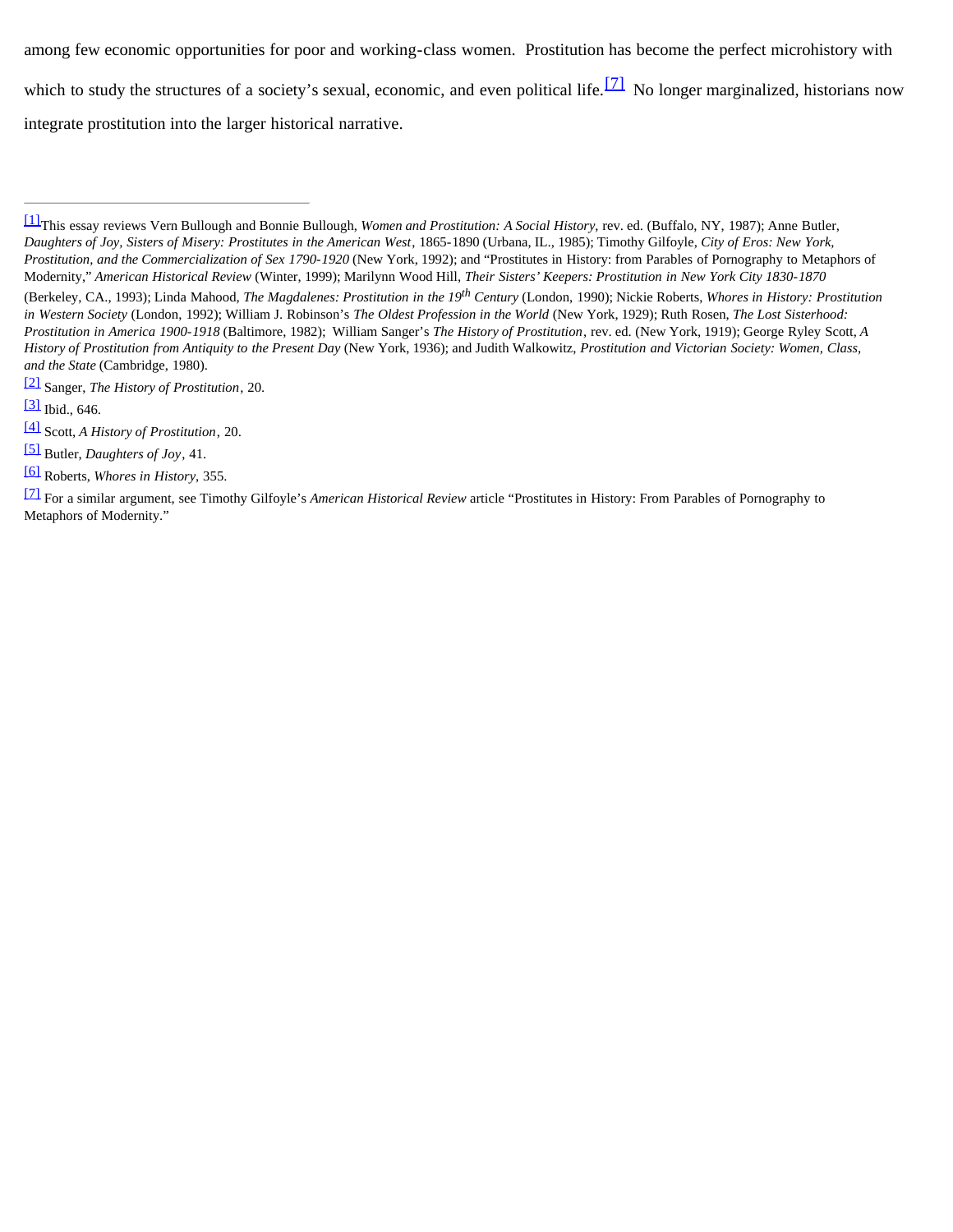among few economic opportunities for poor and working-class women. Prostitution has become the perfect microhistory with which to study the structures of a society's sexual, economic, and even political life.[7] No longer marginalized, historians now integrate prostitution into the larger historical narrative.

---

[1] This essay reviews Vern Bullough and Bonnie Bullough, *Women and Prostitution: A Social History*, rev. ed. (Buffalo, NY, 1987); Anne Butler, *Daughters of Joy, Sisters of Misery: Prostitutes in the American West*, 1865-1890 (Urbana, IL., 1985); Timothy Gilfoyle, *City of Eros: New York, Prostitution, and the Commercialization of Sex 1790-1920* (New York, 1992); and "Prostitutes in History: from Parables of Pornography to Metaphors of Modernity," *American Historical Review* (Winter, 1999); Marilynn Wood Hill, *Their Sisters' Keepers: Prostitution in New York City 1830-1870* (Berkeley, CA., 1993); Linda Mahood, *The Magdalenes: Prostitution in the 19th Century* (London, 1990); Nickie Roberts, *Whores in History: Prostitution in Western Society* (London, 1992); William J. Robinson's *The Oldest Profession in the World* (New York, 1929); Ruth Rosen, *The Lost Sisterhood: Prostitution in America 1900-1918* (Baltimore, 1982); William Sanger's *The History of Prostitution*, rev. ed. (New York, 1919); George Ryley Scott, *A History of Prostitution from Antiquity to the Present Day* (New York, 1936); and Judith Walkowitz, *Prostitution and Victorian Society: Women, Class, and the State* (Cambridge, 1980).

[2] Sanger, *The History of Prostitution*, 20.

[3] Ibid., 646.

[4] Scott, *A History of Prostitution*, 20.

[5] Butler, *Daughters of Joy*, 41.

[6] Roberts, *Whores in History*, 355.

[7] For a similar argument, see Timothy Gilfoyle's *American Historical Review* article "Prostitutes in History: From Parables of Pornography to Metaphors of Modernity."